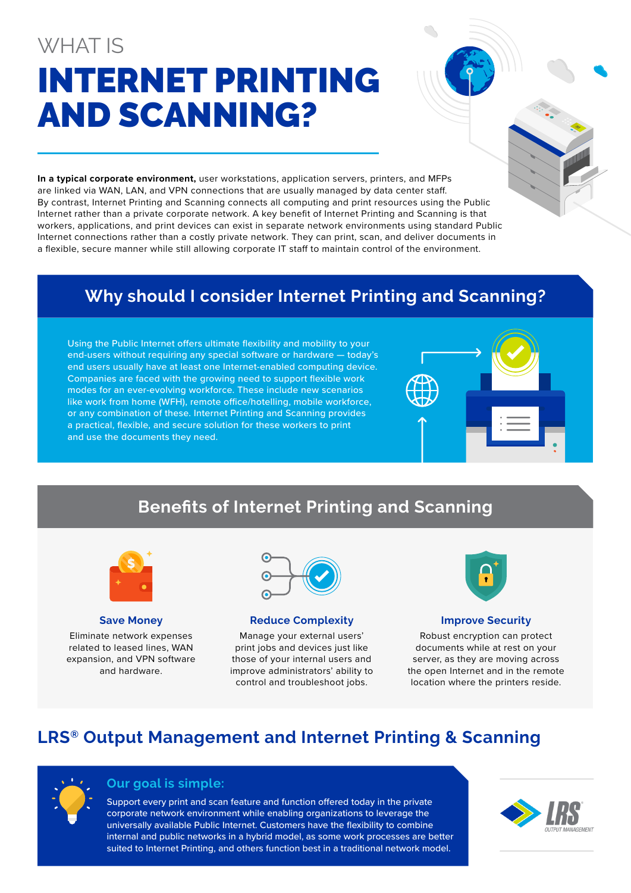WHAT IS

# INTERNET PRINTING AND SCANNING?

**In a typical corporate environment,** user workstations, application servers, printers, and MFPs are linked via WAN, LAN, and VPN connections that are usually managed by data center staff. By contrast, Internet Printing and Scanning connects all computing and print resources using the Public Internet rather than a private corporate network. A key benefit of Internet Printing and Scanning is that workers, applications, and print devices can exist in separate network environments using standard Public Internet connections rather than a costly private network. They can print, scan, and deliver documents in a flexible, secure manner while still allowing corporate IT staff to maintain control of the environment.

## Why should I consider Internet Printing and Scanning?

Using the Public Internet offers ultimate flexibility and mobility to your end-users without requiring any special software or hardware — today's end users usually have at least one Internet-enabled computing device. Companies are faced with the growing need to support flexible work modes for an ever-evolving workforce. These include new scenarios like work from home (WFH), remote office/hotelling, mobile workforce, or any combination of these. Internet Printing and Scanning provides a practical, flexible, and secure solution for these workers to print and use the documents they need.

## Benefits of Internet Printing and Scanning

### Save Money

Eliminate network expenses related to leased lines, WAN expansion, and VPN software and hardware.

### Reduce Complexity

Manage your external users' print jobs and devices just like those of your internal users and improve administrators' ability to control and troubleshoot jobs.

### Improve Security

Robust encryption can protect documents while at rest on your server, as they are moving across the open Internet and in the remote location where the printers reside.

## LRS® Output Management and Internet Printing & Scanning

### Our goal is simple:

Support every print and scan feature and function offered today in the private corporate network environment while enabling organizations to leverage the universally available Public Internet. Customers have the flexibility to combine internal and public networks in a hybrid model, as some work processes are better suited to Internet Printing, and others function best in a traditional network model.

LRS® OUTPUT MANAGEMENT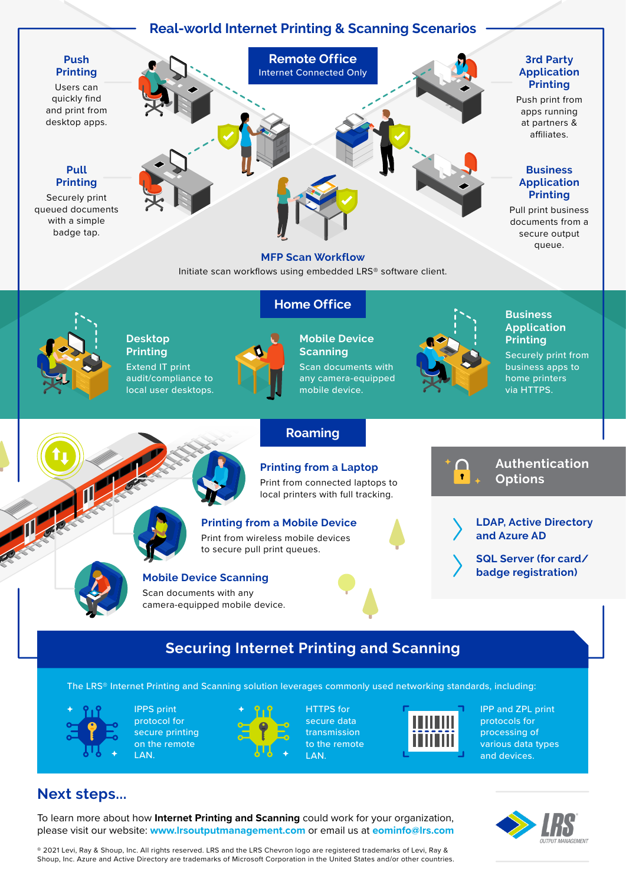# Real-world Internet Printing & Scanning Scenarios

## Remote Office

Internet Connected Only

### Push Printing

Users can quickly find and print from desktop apps.

### Pull Printing

Securely print queued documents with a simple badge tap.

### 3rd Party Application Printing

Push print from apps running at partners & affiliates.

### Business Application Printing

Pull print business documents from a secure output queue.

### MFP Scan Workflow

Initiate scan workflows using embedded LRS® software client.

## Home Office

### Desktop Printing

Extend IT print audit/compliance to local user desktops.

### Mobile Device Scanning

Scan documents with any camera-equipped mobile device.

### Business Application Printing

Securely print from business apps to home printers via HTTPS.

## Roaming

### Printing from a Laptop

Print from connected laptops to local printers with full tracking.

### Printing from a Mobile Device

Print from wireless mobile devices to secure pull print queues.

### Mobile Device Scanning

Scan documents with any camera-equipped mobile device.

## Authentication Options

- LDAP, Active Directory and Azure AD
- SQL Server (for card/badge registration)

## Securing Internet Printing and Scanning

The LRS® Internet Printing and Scanning solution leverages commonly used networking standards, including:

- IPPS print protocol for secure printing on the remote LAN.
- HTTPS for secure data transmission to the remote LAN.
- IPP and ZPL print protocols for processing of various data types and devices.

## Next steps...

To learn more about how **Internet Printing and Scanning** could work for your organization, please visit our website: **www.lrsoutputmanagement.com** or email us at **eominfo@lrs.com**

LRS OUTPUT MANAGEMENT

® 2021 Levi, Ray & Shoup, Inc. All rights reserved. LRS and the LRS Chevron logo are registered trademarks of Levi, Ray & Shoup, Inc. Azure and Active Directory are trademarks of Microsoft Corporation in the United States and/or other countries.